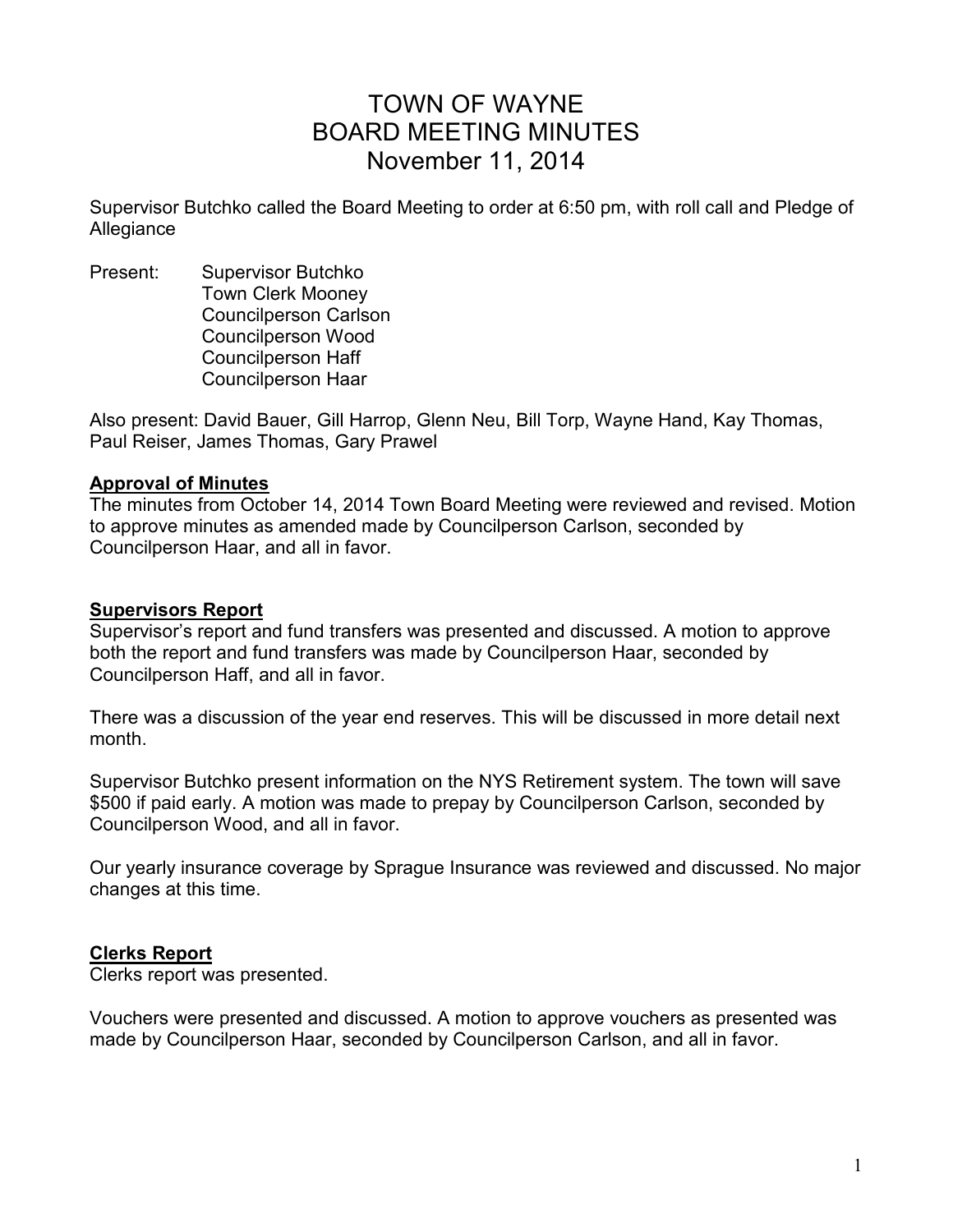# TOWN OF WAYNE
# BOARD MEETING MINUTES
# November 11, 2014

Supervisor Butchko called the Board Meeting to order at 6:50 pm, with roll call and Pledge of Allegiance

Present:
- Supervisor Butchko
- Town Clerk Mooney
- Councilperson Carlson
- Councilperson Wood
- Councilperson Haff
- Councilperson Haar

Also present: David Bauer, Gill Harrop, Glenn Neu, Bill Torp, Wayne Hand, Kay Thomas, Paul Reiser, James Thomas, Gary Prawel

## Approval of Minutes

The minutes from October 14, 2014 Town Board Meeting were reviewed and revised. Motion to approve minutes as amended made by Councilperson Carlson, seconded by Councilperson Haar, and all in favor.

## Supervisors Report

Supervisor's report and fund transfers was presented and discussed. A motion to approve both the report and fund transfers was made by Councilperson Haar, seconded by Councilperson Haff, and all in favor.

There was a discussion of the year end reserves. This will be discussed in more detail next month.

Supervisor Butchko present information on the NYS Retirement system. The town will save $500 if paid early. A motion was made to prepay by Councilperson Carlson, seconded by Councilperson Wood, and all in favor.

Our yearly insurance coverage by Sprague Insurance was reviewed and discussed. No major changes at this time.

## Clerks Report

Clerks report was presented.

Vouchers were presented and discussed. A motion to approve vouchers as presented was made by Councilperson Haar, seconded by Councilperson Carlson, and all in favor.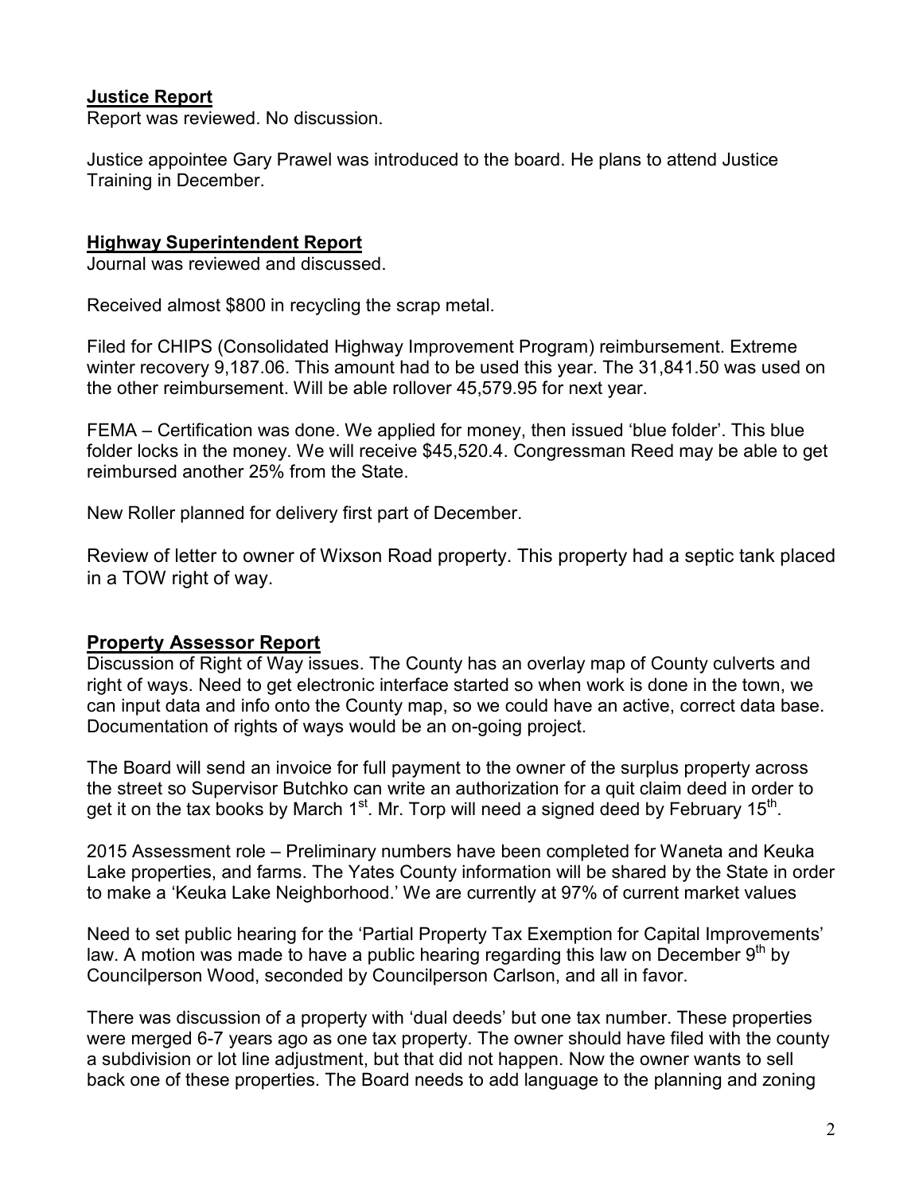## **Justice Report**

Report was reviewed. No discussion.

Justice appointee Gary Prawel was introduced to the board. He plans to attend Justice Training in December.

## **Highway Superintendent Report**

Journal was reviewed and discussed.

Received almost $800 in recycling the scrap metal.

Filed for CHIPS (Consolidated Highway Improvement Program) reimbursement. Extreme winter recovery 9,187.06. This amount had to be used this year. The 31,841.50 was used on the other reimbursement. Will be able rollover 45,579.95 for next year.

FEMA – Certification was done. We applied for money, then issued 'blue folder'. This blue folder locks in the money. We will receive $45,520.4. Congressman Reed may be able to get reimbursed another 25% from the State.

New Roller planned for delivery first part of December.

Review of letter to owner of Wixson Road property. This property had a septic tank placed in a TOW right of way.

## **Property Assessor Report**

Discussion of Right of Way issues. The County has an overlay map of County culverts and right of ways. Need to get electronic interface started so when work is done in the town, we can input data and info onto the County map, so we could have an active, correct data base. Documentation of rights of ways would be an on-going project.

The Board will send an invoice for full payment to the owner of the surplus property across the street so Supervisor Butchko can write an authorization for a quit claim deed in order to get it on the tax books by March 1st. Mr. Torp will need a signed deed by February 15th.

2015 Assessment role – Preliminary numbers have been completed for Waneta and Keuka Lake properties, and farms. The Yates County information will be shared by the State in order to make a 'Keuka Lake Neighborhood.' We are currently at 97% of current market values

Need to set public hearing for the 'Partial Property Tax Exemption for Capital Improvements' law. A motion was made to have a public hearing regarding this law on December 9th by Councilperson Wood, seconded by Councilperson Carlson, and all in favor.

There was discussion of a property with 'dual deeds' but one tax number. These properties were merged 6-7 years ago as one tax property. The owner should have filed with the county a subdivision or lot line adjustment, but that did not happen. Now the owner wants to sell back one of these properties. The Board needs to add language to the planning and zoning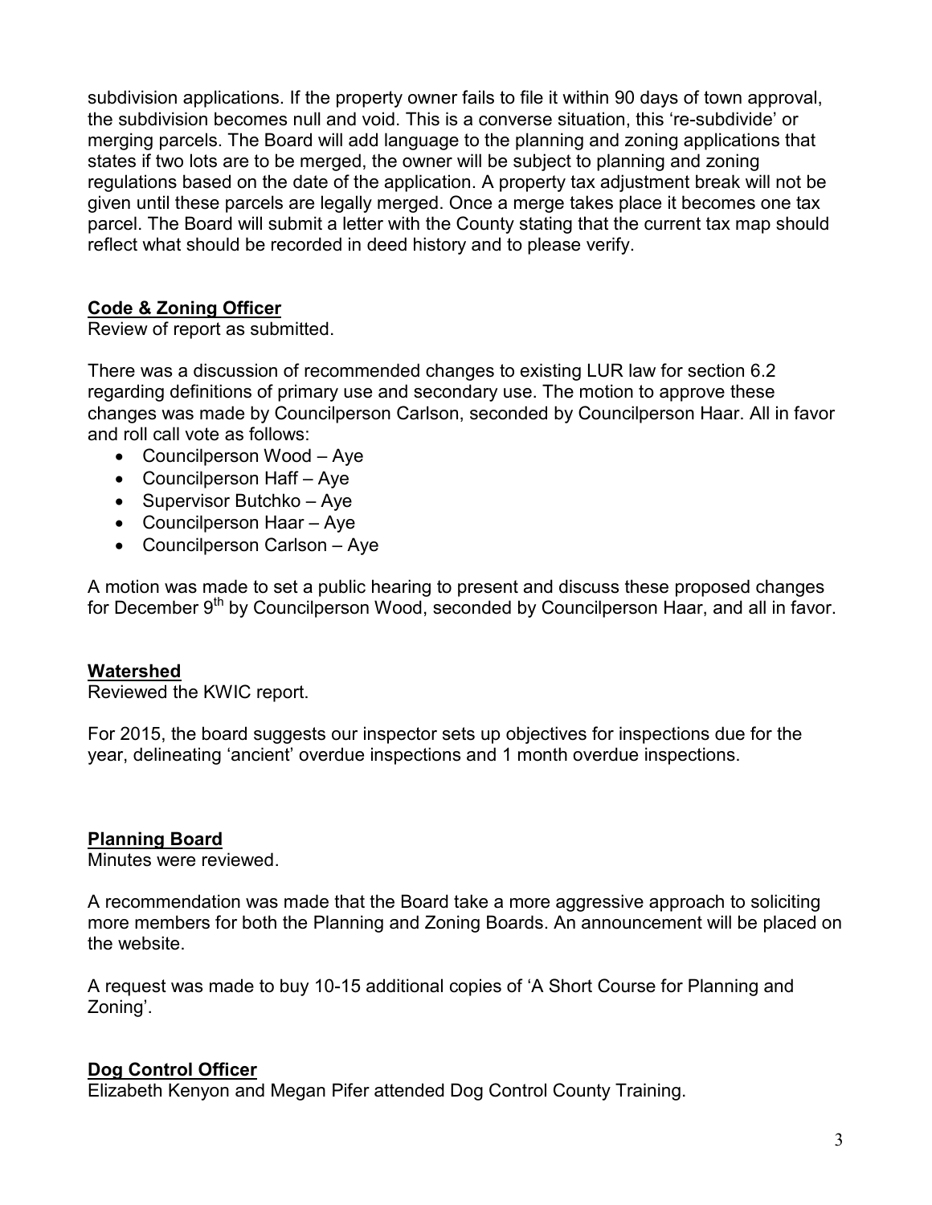subdivision applications. If the property owner fails to file it within 90 days of town approval, the subdivision becomes null and void. This is a converse situation, this 're-subdivide' or merging parcels. The Board will add language to the planning and zoning applications that states if two lots are to be merged, the owner will be subject to planning and zoning regulations based on the date of the application. A property tax adjustment break will not be given until these parcels are legally merged. Once a merge takes place it becomes one tax parcel. The Board will submit a letter with the County stating that the current tax map should reflect what should be recorded in deed history and to please verify.

**Code & Zoning Officer**

Review of report as submitted.

There was a discussion of recommended changes to existing LUR law for section 6.2 regarding definitions of primary use and secondary use. The motion to approve these changes was made by Councilperson Carlson, seconded by Councilperson Haar. All in favor and roll call vote as follows:

- Councilperson Wood – Aye
- Councilperson Haff – Aye
- Supervisor Butchko – Aye
- Councilperson Haar – Aye
- Councilperson Carlson – Aye

A motion was made to set a public hearing to present and discuss these proposed changes for December 9th by Councilperson Wood, seconded by Councilperson Haar, and all in favor.

**Watershed**

Reviewed the KWIC report.

For 2015, the board suggests our inspector sets up objectives for inspections due for the year, delineating 'ancient' overdue inspections and 1 month overdue inspections.

**Planning Board**

Minutes were reviewed.

A recommendation was made that the Board take a more aggressive approach to soliciting more members for both the Planning and Zoning Boards. An announcement will be placed on the website.

A request was made to buy 10-15 additional copies of 'A Short Course for Planning and Zoning'.

**Dog Control Officer**

Elizabeth Kenyon and Megan Pifer attended Dog Control County Training.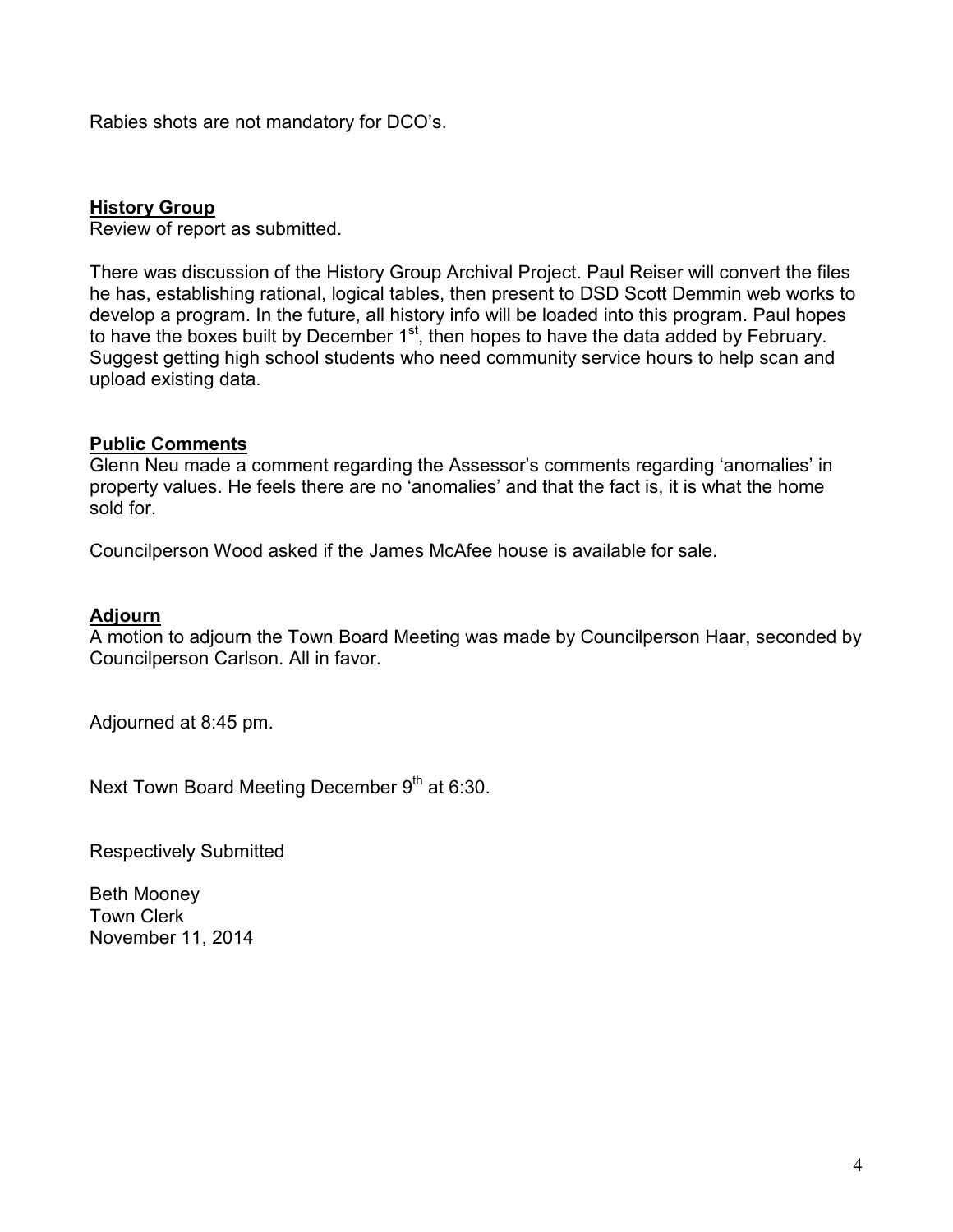Rabies shots are not mandatory for DCO's.

## History Group

Review of report as submitted.

There was discussion of the History Group Archival Project. Paul Reiser will convert the files he has, establishing rational, logical tables, then present to DSD Scott Demmin web works to develop a program. In the future, all history info will be loaded into this program. Paul hopes to have the boxes built by December 1st, then hopes to have the data added by February. Suggest getting high school students who need community service hours to help scan and upload existing data.

## Public Comments

Glenn Neu made a comment regarding the Assessor's comments regarding 'anomalies' in property values. He feels there are no 'anomalies' and that the fact is, it is what the home sold for.

Councilperson Wood asked if the James McAfee house is available for sale.

## Adjourn

A motion to adjourn the Town Board Meeting was made by Councilperson Haar, seconded by Councilperson Carlson. All in favor.

Adjourned at 8:45 pm.

Next Town Board Meeting December 9th at 6:30.

Respectively Submitted

Beth Mooney
Town Clerk
November 11, 2014